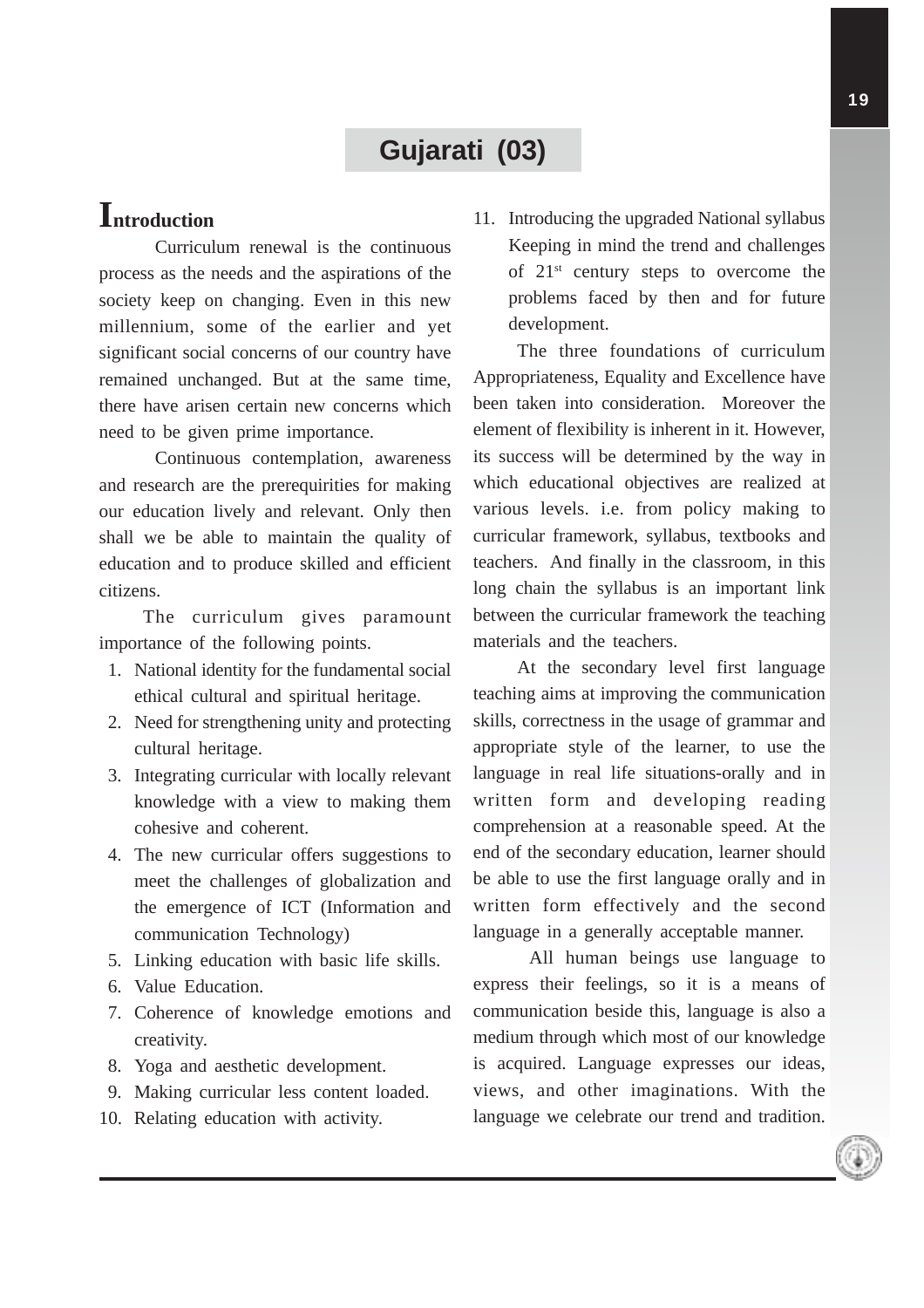# Gujarati (03)

## Introduction

Curriculum renewal is the continuous process as the needs and the aspirations of the society keep on changing. Even in this new millennium, some of the earlier and yet significant social concerns of our country have remained unchanged. But at the same time, there have arisen certain new concerns which need to be given prime importance.

Continuous contemplation, awareness and research are the prerequirities for making our education lively and relevant. Only then shall we be able to maintain the quality of education and to produce skilled and efficient citizens.

The curriculum gives paramount importance of the following points.

1. National identity for the fundamental social ethical cultural and spiritual heritage.
2. Need for strengthening unity and protecting cultural heritage.
3. Integrating curricular with locally relevant knowledge with a view to making them cohesive and coherent.
4. The new curricular offers suggestions to meet the challenges of globalization and the emergence of ICT (Information and communication Technology)
5. Linking education with basic life skills.
6. Value Education.
7. Coherence of knowledge emotions and creativity.
8. Yoga and aesthetic development.
9. Making curricular less content loaded.
10. Relating education with activity.
11. Introducing the upgraded National syllabus Keeping in mind the trend and challenges of 21st century steps to overcome the problems faced by then and for future development.

The three foundations of curriculum Appropriateness, Equality and Excellence have been taken into consideration. Moreover the element of flexibility is inherent in it. However, its success will be determined by the way in which educational objectives are realized at various levels. i.e. from policy making to curricular framework, syllabus, textbooks and teachers. And finally in the classroom, in this long chain the syllabus is an important link between the curricular framework the teaching materials and the teachers.

At the secondary level first language teaching aims at improving the communication skills, correctness in the usage of grammar and appropriate style of the learner, to use the language in real life situations-orally and in written form and developing reading comprehension at a reasonable speed. At the end of the secondary education, learner should be able to use the first language orally and in written form effectively and the second language in a generally acceptable manner.

All human beings use language to express their feelings, so it is a means of communication beside this, language is also a medium through which most of our knowledge is acquired. Language expresses our ideas, views, and other imaginations. With the language we celebrate our trend and tradition.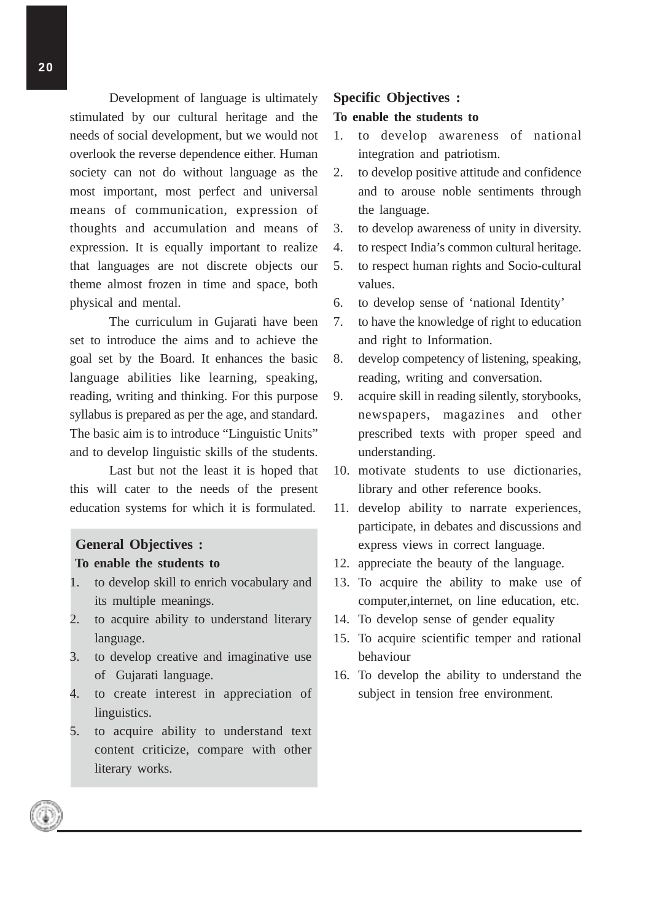Development of language is ultimately stimulated by our cultural heritage and the needs of social development, but we would not overlook the reverse dependence either. Human society can not do without language as the most important, most perfect and universal means of communication, expression of thoughts and accumulation and means of expression. It is equally important to realize that languages are not discrete objects our theme almost frozen in time and space, both physical and mental.

The curriculum in Gujarati have been set to introduce the aims and to achieve the goal set by the Board. It enhances the basic language abilities like learning, speaking, reading, writing and thinking. For this purpose syllabus is prepared as per the age, and standard. The basic aim is to introduce "Linguistic Units" and to develop linguistic skills of the students.

Last but not the least it is hoped that this will cater to the needs of the present education systems for which it is formulated.

**General Objectives :**

**To enable the students to**

1. to develop skill to enrich vocabulary and its multiple meanings.
2. to acquire ability to understand literary language.
3. to develop creative and imaginative use of Gujarati language.
4. to create interest in appreciation of linguistics.
5. to acquire ability to understand text content criticize, compare with other literary works.

**Specific Objectives :**

**To enable the students to**

1. to develop awareness of national integration and patriotism.
2. to develop positive attitude and confidence and to arouse noble sentiments through the language.
3. to develop awareness of unity in diversity.
4. to respect India's common cultural heritage.
5. to respect human rights and Socio-cultural values.
6. to develop sense of 'national Identity'
7. to have the knowledge of right to education and right to Information.
8. develop competency of listening, speaking, reading, writing and conversation.
9. acquire skill in reading silently, storybooks, newspapers, magazines and other prescribed texts with proper speed and understanding.
10. motivate students to use dictionaries, library and other reference books.
11. develop ability to narrate experiences, participate, in debates and discussions and express views in correct language.
12. appreciate the beauty of the language.
13. To acquire the ability to make use of computer,internet, on line education, etc.
14. To develop sense of gender equality
15. To acquire scientific temper and rational behaviour
16. To develop the ability to understand the subject in tension free environment.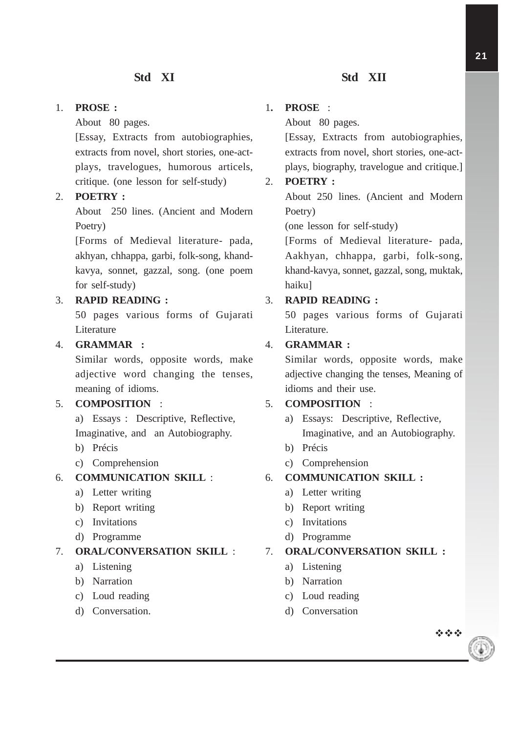## Std XI

1. **PROSE :**

   About 80 pages.

   [Essay, Extracts from autobiographies, extracts from novel, short stories, one-act-plays, travelogues, humorous articels, critique. (one lesson for self-study)

2. **POETRY :**

   About 250 lines. (Ancient and Modern Poetry)

   [Forms of Medieval literature- pada, akhyan, chhappa, garbi, folk-song, khand-kavya, sonnet, gazzal, song. (one poem for self-study)

3. **RAPID READING :**

   50 pages various forms of Gujarati Literature

4. **GRAMMAR :**

   Similar words, opposite words, make adjective word changing the tenses, meaning of idioms.

5. **COMPOSITION** :

   a) Essays : Descriptive, Reflective, Imaginative, and an Autobiography.

   b) Précis

   c) Comprehension

6. **COMMUNICATION SKILL** :

   a) Letter writing

   b) Report writing

   c) Invitations

   d) Programme

7. **ORAL/CONVERSATION SKILL** :

   a) Listening

   b) Narration

   c) Loud reading

   d) Conversation.

## Std XII

1. **PROSE** :

   About 80 pages.

   [Essay, Extracts from autobiographies, extracts from novel, short stories, one-act-plays, biography, travelogue and critique.]

2. **POETRY :**

   About 250 lines. (Ancient and Modern Poetry)

   (one lesson for self-study)

   [Forms of Medieval literature- pada, Aakhyan, chhappa, garbi, folk-song, khand-kavya, sonnet, gazzal, song, muktak, haiku]

3. **RAPID READING :**

   50 pages various forms of Gujarati Literature.

4. **GRAMMAR :**

   Similar words, opposite words, make adjective changing the tenses, Meaning of idioms and their use.

5. **COMPOSITION** :

   a) Essays: Descriptive, Reflective, Imaginative, and an Autobiography.

   b) Précis

   c) Comprehension

6. **COMMUNICATION SKILL :**

   a) Letter writing

   b) Report writing

   c) Invitations

   d) Programme

7. **ORAL/CONVERSATION SKILL :**

   a) Listening

   b) Narration

   c) Loud reading

   d) Conversation

❖❖❖